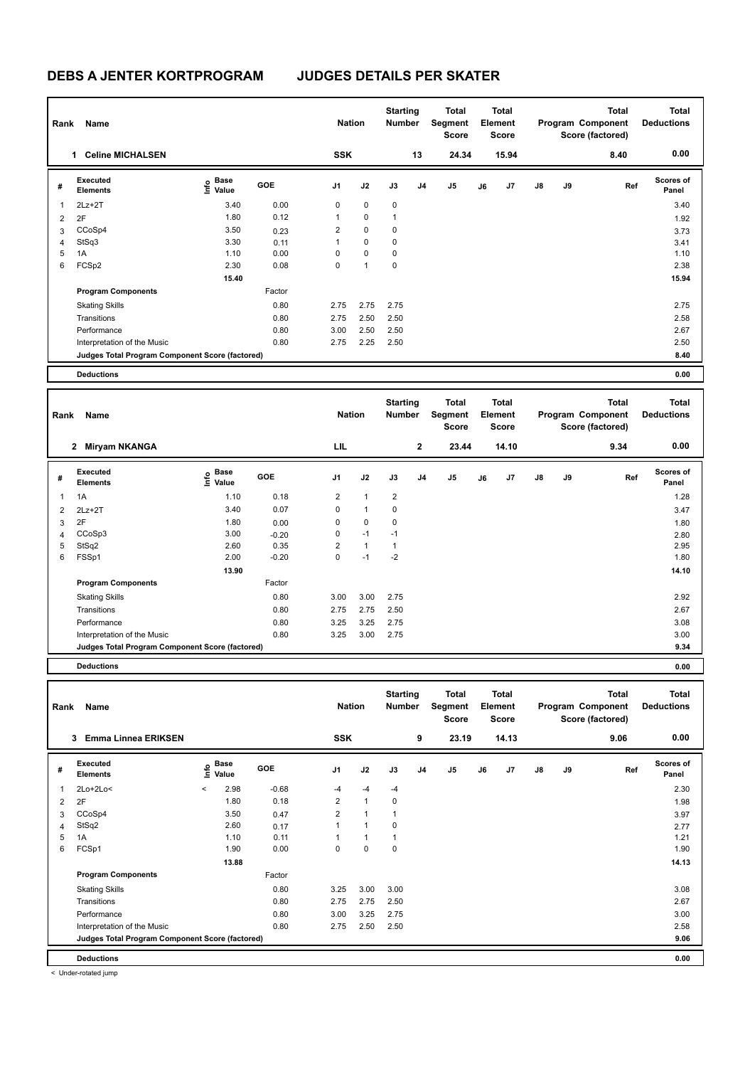# DEBS A JENTER KORTPROGRAM JUDGES DETAILS PER SKATER

| Rank | Name | Nation | Starting Number | Total Segment Score | Total Element Score | Total Program Component Score (factored) | Total Deductions |
|---|---|---|---|---|---|---|---|
| 1 | Celine MICHALSEN | SSK | 13 | 24.34 | 15.94 | 8.40 | 0.00 |

| # | Executed Elements | Info | Base Value | GOE | J1 | J2 | J3 | J4 | J5 | J6 | J7 | J8 | J9 | Ref | Scores of Panel |
|---|---|---|---|---|---|---|---|---|---|---|---|---|---|---|---|
| 1 | 2Lz+2T | | 3.40 | 0.00 | 0 | 0 | 0 | | | | | | | | 3.40 |
| 2 | 2F | | 1.80 | 0.12 | 1 | 0 | 1 | | | | | | | | 1.92 |
| 3 | CCoSp4 | | 3.50 | 0.23 | 2 | 0 | 0 | | | | | | | | 3.73 |
| 4 | StSq3 | | 3.30 | 0.11 | 1 | 0 | 0 | | | | | | | | 3.41 |
| 5 | 1A | | 1.10 | 0.00 | 0 | 0 | 0 | | | | | | | | 1.10 |
| 6 | FCSp2 | | 2.30 | 0.08 | 0 | 1 | 0 | | | | | | | | 2.38 |
| | | | 15.40 | | | | | | | | | | | | 15.94 |
| | **Program Components** | | | Factor | | | | | | | | | | | |
| | Skating Skills | | | 0.80 | 2.75 | 2.75 | 2.75 | | | | | | | | 2.75 |
| | Transitions | | | 0.80 | 2.75 | 2.50 | 2.50 | | | | | | | | 2.58 |
| | Performance | | | 0.80 | 3.00 | 2.50 | 2.50 | | | | | | | | 2.67 |
| | Interpretation of the Music | | | 0.80 | 2.75 | 2.25 | 2.50 | | | | | | | | 2.50 |
| | **Judges Total Program Component Score (factored)** | | | | | | | | | | | | | | **8.40** |
| | **Deductions** | | | | | | | | | | | | | | **0.00** |

| Rank | Name | Nation | Starting Number | Total Segment Score | Total Element Score | Total Program Component Score (factored) | Total Deductions |
|---|---|---|---|---|---|---|---|
| 2 | Miryam NKANGA | LIL | 2 | 23.44 | 14.10 | 9.34 | 0.00 |

| # | Executed Elements | Info | Base Value | GOE | J1 | J2 | J3 | J4 | J5 | J6 | J7 | J8 | J9 | Ref | Scores of Panel |
|---|---|---|---|---|---|---|---|---|---|---|---|---|---|---|---|
| 1 | 1A | | 1.10 | 0.18 | 2 | 1 | 2 | | | | | | | | 1.28 |
| 2 | 2Lz+2T | | 3.40 | 0.07 | 0 | 1 | 0 | | | | | | | | 3.47 |
| 3 | 2F | | 1.80 | 0.00 | 0 | 0 | 0 | | | | | | | | 1.80 |
| 4 | CCoSp3 | | 3.00 | -0.20 | 0 | -1 | -1 | | | | | | | | 2.80 |
| 5 | StSq2 | | 2.60 | 0.35 | 2 | 1 | 1 | | | | | | | | 2.95 |
| 6 | FSSp1 | | 2.00 | -0.20 | 0 | -1 | -2 | | | | | | | | 1.80 |
| | | | 13.90 | | | | | | | | | | | | 14.10 |
| | **Program Components** | | | Factor | | | | | | | | | | | |
| | Skating Skills | | | 0.80 | 3.00 | 3.00 | 2.75 | | | | | | | | 2.92 |
| | Transitions | | | 0.80 | 2.75 | 2.75 | 2.50 | | | | | | | | 2.67 |
| | Performance | | | 0.80 | 3.25 | 3.25 | 2.75 | | | | | | | | 3.08 |
| | Interpretation of the Music | | | 0.80 | 3.25 | 3.00 | 2.75 | | | | | | | | 3.00 |
| | **Judges Total Program Component Score (factored)** | | | | | | | | | | | | | | **9.34** |
| | **Deductions** | | | | | | | | | | | | | | **0.00** |

| Rank | Name | Nation | Starting Number | Total Segment Score | Total Element Score | Total Program Component Score (factored) | Total Deductions |
|---|---|---|---|---|---|---|---|
| 3 | Emma Linnea ERIKSEN | SSK | 9 | 23.19 | 14.13 | 9.06 | 0.00 |

| # | Executed Elements | Info | Base Value | GOE | J1 | J2 | J3 | J4 | J5 | J6 | J7 | J8 | J9 | Ref | Scores of Panel |
|---|---|---|---|---|---|---|---|---|---|---|---|---|---|---|---|
| 1 | 2Lo+2Lo< | < | 2.98 | -0.68 | -4 | -4 | -4 | | | | | | | | 2.30 |
| 2 | 2F | | 1.80 | 0.18 | 2 | 1 | 0 | | | | | | | | 1.98 |
| 3 | CCoSp4 | | 3.50 | 0.47 | 2 | 1 | 1 | | | | | | | | 3.97 |
| 4 | StSq2 | | 2.60 | 0.17 | 1 | 1 | 0 | | | | | | | | 2.77 |
| 5 | 1A | | 1.10 | 0.11 | 1 | 1 | 1 | | | | | | | | 1.21 |
| 6 | FCSp1 | | 1.90 | 0.00 | 0 | 0 | 0 | | | | | | | | 1.90 |
| | | | 13.88 | | | | | | | | | | | | 14.13 |
| | **Program Components** | | | Factor | | | | | | | | | | | |
| | Skating Skills | | | 0.80 | 3.25 | 3.00 | 3.00 | | | | | | | | 3.08 |
| | Transitions | | | 0.80 | 2.75 | 2.75 | 2.50 | | | | | | | | 2.67 |
| | Performance | | | 0.80 | 3.00 | 3.25 | 2.75 | | | | | | | | 3.00 |
| | Interpretation of the Music | | | 0.80 | 2.75 | 2.50 | 2.50 | | | | | | | | 2.58 |
| | **Judges Total Program Component Score (factored)** | | | | | | | | | | | | | | **9.06** |
| | **Deductions** | | | | | | | | | | | | | | **0.00** |

< Under-rotated jump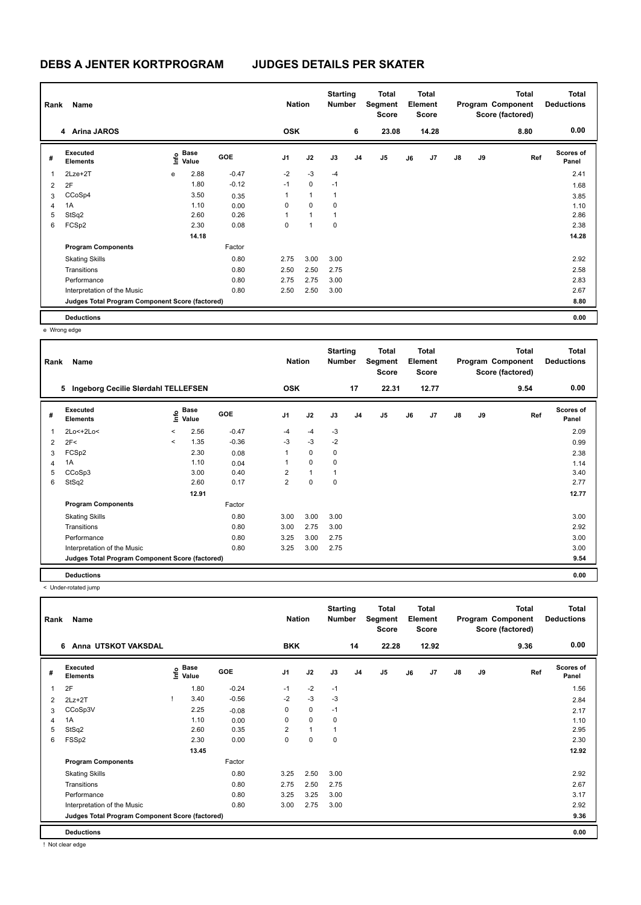# DEBS A JENTER KORTPROGRAM JUDGES DETAILS PER SKATER

| Rank | Name | Nation | Starting Number | Total Segment Score | Total Element Score | Total Program Component Score (factored) | Total Deductions |
|---|---|---|---|---|---|---|---|
| 4 | Arina JAROS | OSK | 6 | 23.08 | 14.28 | 8.80 | 0.00 |

| # | Executed Elements | Info | Base Value | GOE | J1 | J2 | J3 | J4 | J5 | J6 | J7 | J8 | J9 | Ref | Scores of Panel |
|---|---|---|---|---|---|---|---|---|---|---|---|---|---|---|---|
| 1 | 2Lze+2T | e | 2.88 | -0.47 | -2 | -3 | -4 | | | | | | | | 2.41 |
| 2 | 2F | | 1.80 | -0.12 | -1 | 0 | -1 | | | | | | | | 1.68 |
| 3 | CCoSp4 | | 3.50 | 0.35 | 1 | 1 | 1 | | | | | | | | 3.85 |
| 4 | 1A | | 1.10 | 0.00 | 0 | 0 | 0 | | | | | | | | 1.10 |
| 5 | StSq2 | | 2.60 | 0.26 | 1 | 1 | 1 | | | | | | | | 2.86 |
| 6 | FCSp2 | | 2.30 | 0.08 | 0 | 1 | 0 | | | | | | | | 2.38 |
| | | | 14.18 | | | | | | | | | | | | 14.28 |
| | **Program Components** | | | Factor | | | | | | | | | | | |
| | Skating Skills | | | 0.80 | 2.75 | 3.00 | 3.00 | | | | | | | | 2.92 |
| | Transitions | | | 0.80 | 2.50 | 2.50 | 2.75 | | | | | | | | 2.58 |
| | Performance | | | 0.80 | 2.75 | 2.75 | 3.00 | | | | | | | | 2.83 |
| | Interpretation of the Music | | | 0.80 | 2.50 | 2.50 | 3.00 | | | | | | | | 2.67 |
| | **Judges Total Program Component Score (factored)** | | | | | | | | | | | | | | 8.80 |
| | **Deductions** | | | | | | | | | | | | | | 0.00 |

e Wrong edge

| Rank | Name | Nation | Starting Number | Total Segment Score | Total Element Score | Total Program Component Score (factored) | Total Deductions |
|---|---|---|---|---|---|---|---|
| 5 | Ingeborg Cecilie Slørdahl TELLEFSEN | OSK | 17 | 22.31 | 12.77 | 9.54 | 0.00 |

| # | Executed Elements | Info | Base Value | GOE | J1 | J2 | J3 | J4 | J5 | J6 | J7 | J8 | J9 | Ref | Scores of Panel |
|---|---|---|---|---|---|---|---|---|---|---|---|---|---|---|---|
| 1 | 2Lo<+2Lo< | < | 2.56 | -0.47 | -4 | -4 | -3 | | | | | | | | 2.09 |
| 2 | 2F< | < | 1.35 | -0.36 | -3 | -3 | -2 | | | | | | | | 0.99 |
| 3 | FCSp2 | | 2.30 | 0.08 | 1 | 0 | 0 | | | | | | | | 2.38 |
| 4 | 1A | | 1.10 | 0.04 | 1 | 0 | 0 | | | | | | | | 1.14 |
| 5 | CCoSp3 | | 3.00 | 0.40 | 2 | 1 | 1 | | | | | | | | 3.40 |
| 6 | StSq2 | | 2.60 | 0.17 | 2 | 0 | 0 | | | | | | | | 2.77 |
| | | | 12.91 | | | | | | | | | | | | 12.77 |
| | **Program Components** | | | Factor | | | | | | | | | | | |
| | Skating Skills | | | 0.80 | 3.00 | 3.00 | 3.00 | | | | | | | | 3.00 |
| | Transitions | | | 0.80 | 3.00 | 2.75 | 3.00 | | | | | | | | 2.92 |
| | Performance | | | 0.80 | 3.25 | 3.00 | 2.75 | | | | | | | | 3.00 |
| | Interpretation of the Music | | | 0.80 | 3.25 | 3.00 | 2.75 | | | | | | | | 3.00 |
| | **Judges Total Program Component Score (factored)** | | | | | | | | | | | | | | 9.54 |
| | **Deductions** | | | | | | | | | | | | | | 0.00 |

< Under-rotated jump

| Rank | Name | Nation | Starting Number | Total Segment Score | Total Element Score | Total Program Component Score (factored) | Total Deductions |
|---|---|---|---|---|---|---|---|
| 6 | Anna UTSKOT VAKSDAL | BKK | 14 | 22.28 | 12.92 | 9.36 | 0.00 |

| # | Executed Elements | Info | Base Value | GOE | J1 | J2 | J3 | J4 | J5 | J6 | J7 | J8 | J9 | Ref | Scores of Panel |
|---|---|---|---|---|---|---|---|---|---|---|---|---|---|---|---|
| 1 | 2F | | 1.80 | -0.24 | -1 | -2 | -1 | | | | | | | | 1.56 |
| 2 | 2Lz+2T | ! | 3.40 | -0.56 | -2 | -3 | -3 | | | | | | | | 2.84 |
| 3 | CCoSp3V | | 2.25 | -0.08 | 0 | 0 | -1 | | | | | | | | 2.17 |
| 4 | 1A | | 1.10 | 0.00 | 0 | 0 | 0 | | | | | | | | 1.10 |
| 5 | StSq2 | | 2.60 | 0.35 | 2 | 1 | 1 | | | | | | | | 2.95 |
| 6 | FSSp2 | | 2.30 | 0.00 | 0 | 0 | 0 | | | | | | | | 2.30 |
| | | | 13.45 | | | | | | | | | | | | 12.92 |
| | **Program Components** | | | Factor | | | | | | | | | | | |
| | Skating Skills | | | 0.80 | 3.25 | 2.50 | 3.00 | | | | | | | | 2.92 |
| | Transitions | | | 0.80 | 2.75 | 2.50 | 2.75 | | | | | | | | 2.67 |
| | Performance | | | 0.80 | 3.25 | 3.25 | 3.00 | | | | | | | | 3.17 |
| | Interpretation of the Music | | | 0.80 | 3.00 | 2.75 | 3.00 | | | | | | | | 2.92 |
| | **Judges Total Program Component Score (factored)** | | | | | | | | | | | | | | 9.36 |
| | **Deductions** | | | | | | | | | | | | | | 0.00 |

! Not clear edge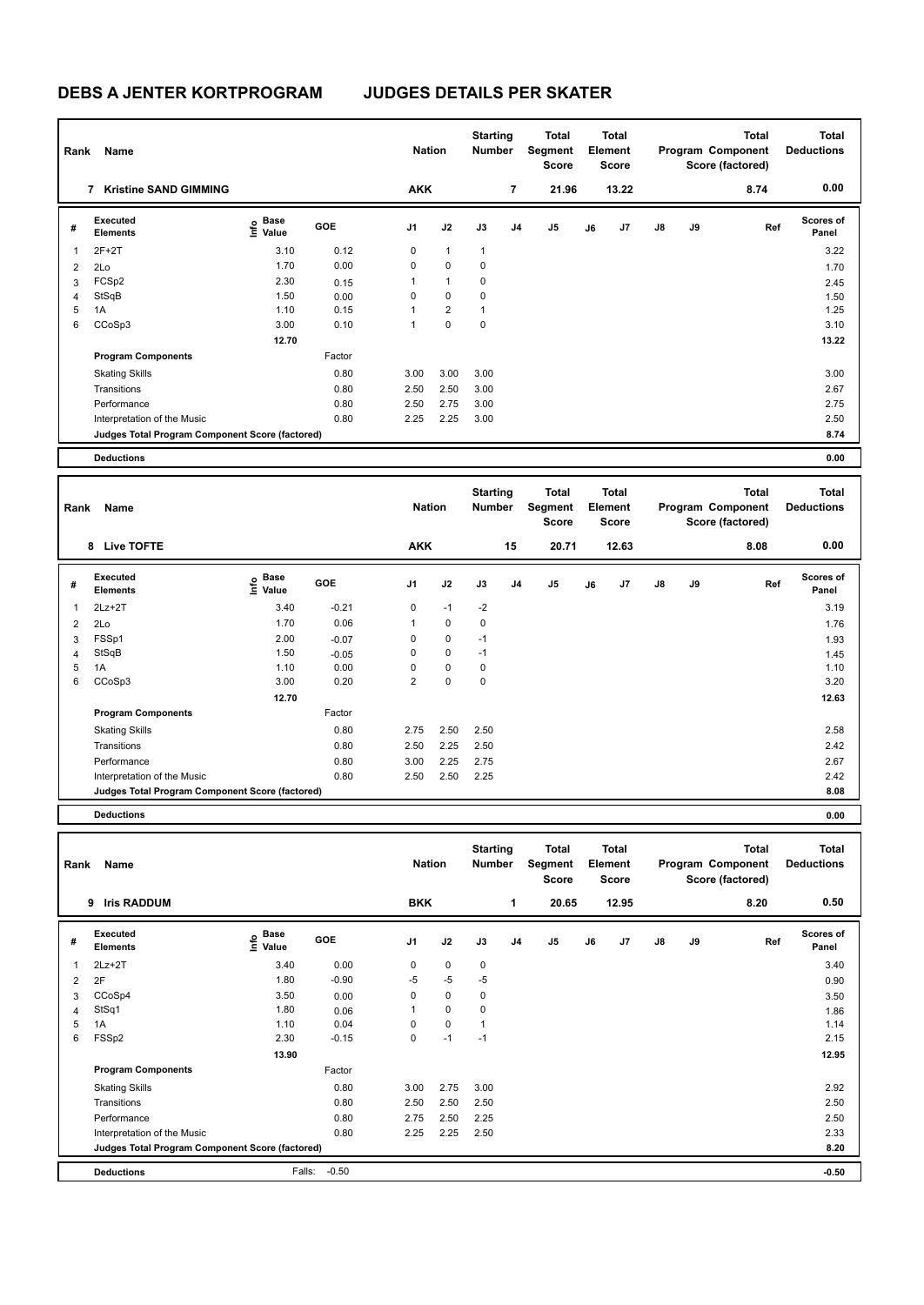# DEBS A JENTER KORTPROGRAM JUDGES DETAILS PER SKATER

| Rank | Name | Nation | Starting Number | Total Segment Score | Total Element Score | Total Program Component Score (factored) | Total Deductions |
|---|---|---|---|---|---|---|---|
| 7 | Kristine SAND GIMMING | AKK | 7 | 21.96 | 13.22 | 8.74 | 0.00 |

| # | Executed Elements | Info | Base Value | GOE | J1 | J2 | J3 | J4 | J5 | J6 | J7 | J8 | J9 | Ref | Scores of Panel |
|---|---|---|---|---|---|---|---|---|---|---|---|---|---|---|---|
| 1 | 2F+2T | | 3.10 | 0.12 | 0 | 1 | 1 | | | | | | | | 3.22 |
| 2 | 2Lo | | 1.70 | 0.00 | 0 | 0 | 0 | | | | | | | | 1.70 |
| 3 | FCSp2 | | 2.30 | 0.15 | 1 | 1 | 0 | | | | | | | | 2.45 |
| 4 | StSqB | | 1.50 | 0.00 | 0 | 0 | 0 | | | | | | | | 1.50 |
| 5 | 1A | | 1.10 | 0.15 | 1 | 2 | 1 | | | | | | | | 1.25 |
| 6 | CCoSp3 | | 3.00 | 0.10 | 1 | 0 | 0 | | | | | | | | 3.10 |
| | | | 12.70 | | | | | | | | | | | | 13.22 |
| | **Program Components** | | | Factor | | | | | | | | | | | |
| | Skating Skills | | | 0.80 | 3.00 | 3.00 | 3.00 | | | | | | | | 3.00 |
| | Transitions | | | 0.80 | 2.50 | 2.50 | 3.00 | | | | | | | | 2.67 |
| | Performance | | | 0.80 | 2.50 | 2.75 | 3.00 | | | | | | | | 2.75 |
| | Interpretation of the Music | | | 0.80 | 2.25 | 2.25 | 3.00 | | | | | | | | 2.50 |
| | **Judges Total Program Component Score (factored)** | | | | | | | | | | | | | | 8.74 |
| | **Deductions** | | | | | | | | | | | | | | 0.00 |

| Rank | Name | Nation | Starting Number | Total Segment Score | Total Element Score | Total Program Component Score (factored) | Total Deductions |
|---|---|---|---|---|---|---|---|
| 8 | Live TOFTE | AKK | 15 | 20.71 | 12.63 | 8.08 | 0.00 |

| # | Executed Elements | Info | Base Value | GOE | J1 | J2 | J3 | J4 | J5 | J6 | J7 | J8 | J9 | Ref | Scores of Panel |
|---|---|---|---|---|---|---|---|---|---|---|---|---|---|---|---|
| 1 | 2Lz+2T | | 3.40 | -0.21 | 0 | -1 | -2 | | | | | | | | 3.19 |
| 2 | 2Lo | | 1.70 | 0.06 | 1 | 0 | 0 | | | | | | | | 1.76 |
| 3 | FSSp1 | | 2.00 | -0.07 | 0 | 0 | -1 | | | | | | | | 1.93 |
| 4 | StSqB | | 1.50 | -0.05 | 0 | 0 | -1 | | | | | | | | 1.45 |
| 5 | 1A | | 1.10 | 0.00 | 0 | 0 | 0 | | | | | | | | 1.10 |
| 6 | CCoSp3 | | 3.00 | 0.20 | 2 | 0 | 0 | | | | | | | | 3.20 |
| | | | 12.70 | | | | | | | | | | | | 12.63 |
| | **Program Components** | | | Factor | | | | | | | | | | | |
| | Skating Skills | | | 0.80 | 2.75 | 2.50 | 2.50 | | | | | | | | 2.58 |
| | Transitions | | | 0.80 | 2.50 | 2.25 | 2.50 | | | | | | | | 2.42 |
| | Performance | | | 0.80 | 3.00 | 2.25 | 2.75 | | | | | | | | 2.67 |
| | Interpretation of the Music | | | 0.80 | 2.50 | 2.50 | 2.25 | | | | | | | | 2.42 |
| | **Judges Total Program Component Score (factored)** | | | | | | | | | | | | | | 8.08 |
| | **Deductions** | | | | | | | | | | | | | | 0.00 |

| Rank | Name | Nation | Starting Number | Total Segment Score | Total Element Score | Total Program Component Score (factored) | Total Deductions |
|---|---|---|---|---|---|---|---|
| 9 | Iris RADDUM | BKK | 1 | 20.65 | 12.95 | 8.20 | 0.50 |

| # | Executed Elements | Info | Base Value | GOE | J1 | J2 | J3 | J4 | J5 | J6 | J7 | J8 | J9 | Ref | Scores of Panel |
|---|---|---|---|---|---|---|---|---|---|---|---|---|---|---|---|
| 1 | 2Lz+2T | | 3.40 | 0.00 | 0 | 0 | 0 | | | | | | | | 3.40 |
| 2 | 2F | | 1.80 | -0.90 | -5 | -5 | -5 | | | | | | | | 0.90 |
| 3 | CCoSp4 | | 3.50 | 0.00 | 0 | 0 | 0 | | | | | | | | 3.50 |
| 4 | StSq1 | | 1.80 | 0.06 | 1 | 0 | 0 | | | | | | | | 1.86 |
| 5 | 1A | | 1.10 | 0.04 | 0 | 0 | 1 | | | | | | | | 1.14 |
| 6 | FSSp2 | | 2.30 | -0.15 | 0 | -1 | -1 | | | | | | | | 2.15 |
| | | | 13.90 | | | | | | | | | | | | 12.95 |
| | **Program Components** | | | Factor | | | | | | | | | | | |
| | Skating Skills | | | 0.80 | 3.00 | 2.75 | 3.00 | | | | | | | | 2.92 |
| | Transitions | | | 0.80 | 2.50 | 2.50 | 2.50 | | | | | | | | 2.50 |
| | Performance | | | 0.80 | 2.75 | 2.50 | 2.25 | | | | | | | | 2.50 |
| | Interpretation of the Music | | | 0.80 | 2.25 | 2.25 | 2.50 | | | | | | | | 2.33 |
| | **Judges Total Program Component Score (factored)** | | | | | | | | | | | | | | 8.20 |
| | **Deductions** | | | Falls: -0.50 | | | | | | | | | | | -0.50 |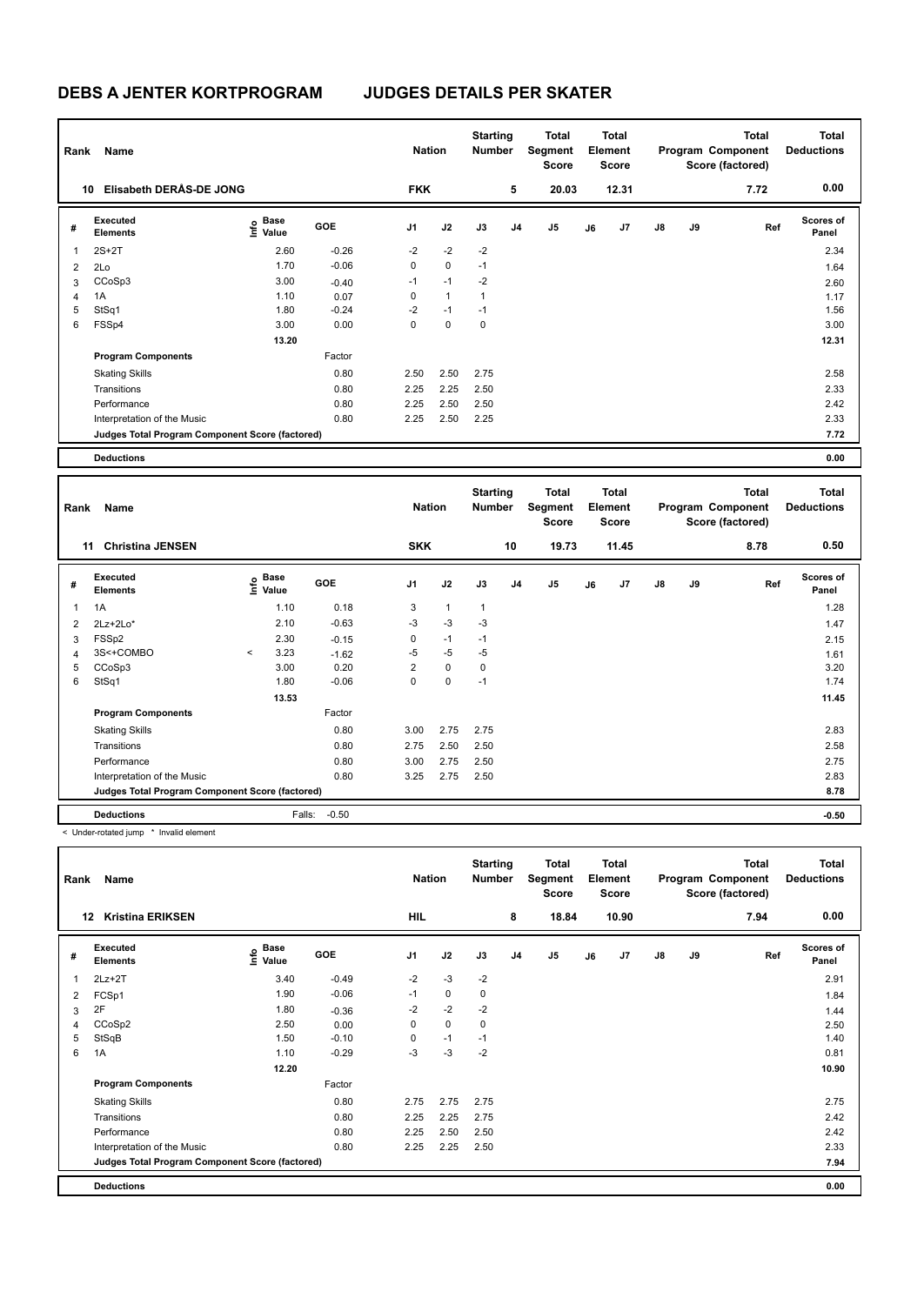# DEBS A JENTER KORTPROGRAM JUDGES DETAILS PER SKATER

| Rank | Name | Nation | Starting Number | Total Segment Score | Total Element Score | Total Program Component Score (factored) | Total Deductions |
|---|---|---|---|---|---|---|---|
| 10 | Elisabeth DERÅS-DE JONG | FKK | 5 | 20.03 | 12.31 | 7.72 | 0.00 |

| # | Executed Elements | Info | Base Value | GOE | J1 | J2 | J3 | J4 | J5 | J6 | J7 | J8 | J9 | Ref | Scores of Panel |
|---|---|---|---|---|---|---|---|---|---|---|---|---|---|---|---|
| 1 | 2S+2T | | 2.60 | -0.26 | -2 | -2 | -2 | | | | | | | | 2.34 |
| 2 | 2Lo | | 1.70 | -0.06 | 0 | 0 | -1 | | | | | | | | 1.64 |
| 3 | CCoSp3 | | 3.00 | -0.40 | -1 | -1 | -2 | | | | | | | | 2.60 |
| 4 | 1A | | 1.10 | 0.07 | 0 | 1 | 1 | | | | | | | | 1.17 |
| 5 | StSq1 | | 1.80 | -0.24 | -2 | -1 | -1 | | | | | | | | 1.56 |
| 6 | FSSp4 | | 3.00 | 0.00 | 0 | 0 | 0 | | | | | | | | 3.00 |
| | | | 13.20 | | | | | | | | | | | | 12.31 |

| Program Components | Factor | J1 | J2 | J3 | J4 | J5 | J6 | J7 | J8 | J9 | Scores of Panel |
|---|---|---|---|---|---|---|---|---|---|---|---|
| Skating Skills | 0.80 | 2.50 | 2.50 | 2.75 | | | | | | | 2.58 |
| Transitions | 0.80 | 2.25 | 2.25 | 2.50 | | | | | | | 2.33 |
| Performance | 0.80 | 2.25 | 2.50 | 2.50 | | | | | | | 2.42 |
| Interpretation of the Music | 0.80 | 2.25 | 2.50 | 2.25 | | | | | | | 2.33 |
| Judges Total Program Component Score (factored) | | | | | | | | | | | 7.72 |

| Deductions | | 0.00 |
|---|---|---|

| Rank | Name | Nation | Starting Number | Total Segment Score | Total Element Score | Total Program Component Score (factored) | Total Deductions |
|---|---|---|---|---|---|---|---|
| 11 | Christina JENSEN | SKK | 10 | 19.73 | 11.45 | 8.78 | 0.50 |

| # | Executed Elements | Info | Base Value | GOE | J1 | J2 | J3 | J4 | J5 | J6 | J7 | J8 | J9 | Ref | Scores of Panel |
|---|---|---|---|---|---|---|---|---|---|---|---|---|---|---|---|
| 1 | 1A | | 1.10 | 0.18 | 3 | 1 | 1 | | | | | | | | 1.28 |
| 2 | 2Lz+2Lo* | | 2.10 | -0.63 | -3 | -3 | -3 | | | | | | | | 1.47 |
| 3 | FSSp2 | | 2.30 | -0.15 | 0 | -1 | -1 | | | | | | | | 2.15 |
| 4 | 3S<+COMBO | < | 3.23 | -1.62 | -5 | -5 | -5 | | | | | | | | 1.61 |
| 5 | CCoSp3 | | 3.00 | 0.20 | 2 | 0 | 0 | | | | | | | | 3.20 |
| 6 | StSq1 | | 1.80 | -0.06 | 0 | 0 | -1 | | | | | | | | 1.74 |
| | | | 13.53 | | | | | | | | | | | | 11.45 |

| Program Components | Factor | J1 | J2 | J3 | J4 | J5 | J6 | J7 | J8 | J9 | Scores of Panel |
|---|---|---|---|---|---|---|---|---|---|---|---|
| Skating Skills | 0.80 | 3.00 | 2.75 | 2.75 | | | | | | | 2.83 |
| Transitions | 0.80 | 2.75 | 2.50 | 2.50 | | | | | | | 2.58 |
| Performance | 0.80 | 3.00 | 2.75 | 2.50 | | | | | | | 2.75 |
| Interpretation of the Music | 0.80 | 3.25 | 2.75 | 2.50 | | | | | | | 2.83 |
| Judges Total Program Component Score (factored) | | | | | | | | | | | 8.78 |

| Deductions | Falls: | -0.50 | -0.50 |
|---|---|---|---|

< Under-rotated jump * Invalid element

| Rank | Name | Nation | Starting Number | Total Segment Score | Total Element Score | Total Program Component Score (factored) | Total Deductions |
|---|---|---|---|---|---|---|---|
| 12 | Kristina ERIKSEN | HIL | 8 | 18.84 | 10.90 | 7.94 | 0.00 |

| # | Executed Elements | Info | Base Value | GOE | J1 | J2 | J3 | J4 | J5 | J6 | J7 | J8 | J9 | Ref | Scores of Panel |
|---|---|---|---|---|---|---|---|---|---|---|---|---|---|---|---|
| 1 | 2Lz+2T | | 3.40 | -0.49 | -2 | -3 | -2 | | | | | | | | 2.91 |
| 2 | FCSp1 | | 1.90 | -0.06 | -1 | 0 | 0 | | | | | | | | 1.84 |
| 3 | 2F | | 1.80 | -0.36 | -2 | -2 | -2 | | | | | | | | 1.44 |
| 4 | CCoSp2 | | 2.50 | 0.00 | 0 | 0 | 0 | | | | | | | | 2.50 |
| 5 | StSqB | | 1.50 | -0.10 | 0 | -1 | -1 | | | | | | | | 1.40 |
| 6 | 1A | | 1.10 | -0.29 | -3 | -3 | -2 | | | | | | | | 0.81 |
| | | | 12.20 | | | | | | | | | | | | 10.90 |

| Program Components | Factor | J1 | J2 | J3 | J4 | J5 | J6 | J7 | J8 | J9 | Scores of Panel |
|---|---|---|---|---|---|---|---|---|---|---|---|
| Skating Skills | 0.80 | 2.75 | 2.75 | 2.75 | | | | | | | 2.75 |
| Transitions | 0.80 | 2.25 | 2.25 | 2.75 | | | | | | | 2.42 |
| Performance | 0.80 | 2.25 | 2.50 | 2.50 | | | | | | | 2.42 |
| Interpretation of the Music | 0.80 | 2.25 | 2.25 | 2.50 | | | | | | | 2.33 |
| Judges Total Program Component Score (factored) | | | | | | | | | | | 7.94 |

| Deductions | | 0.00 |
|---|---|---|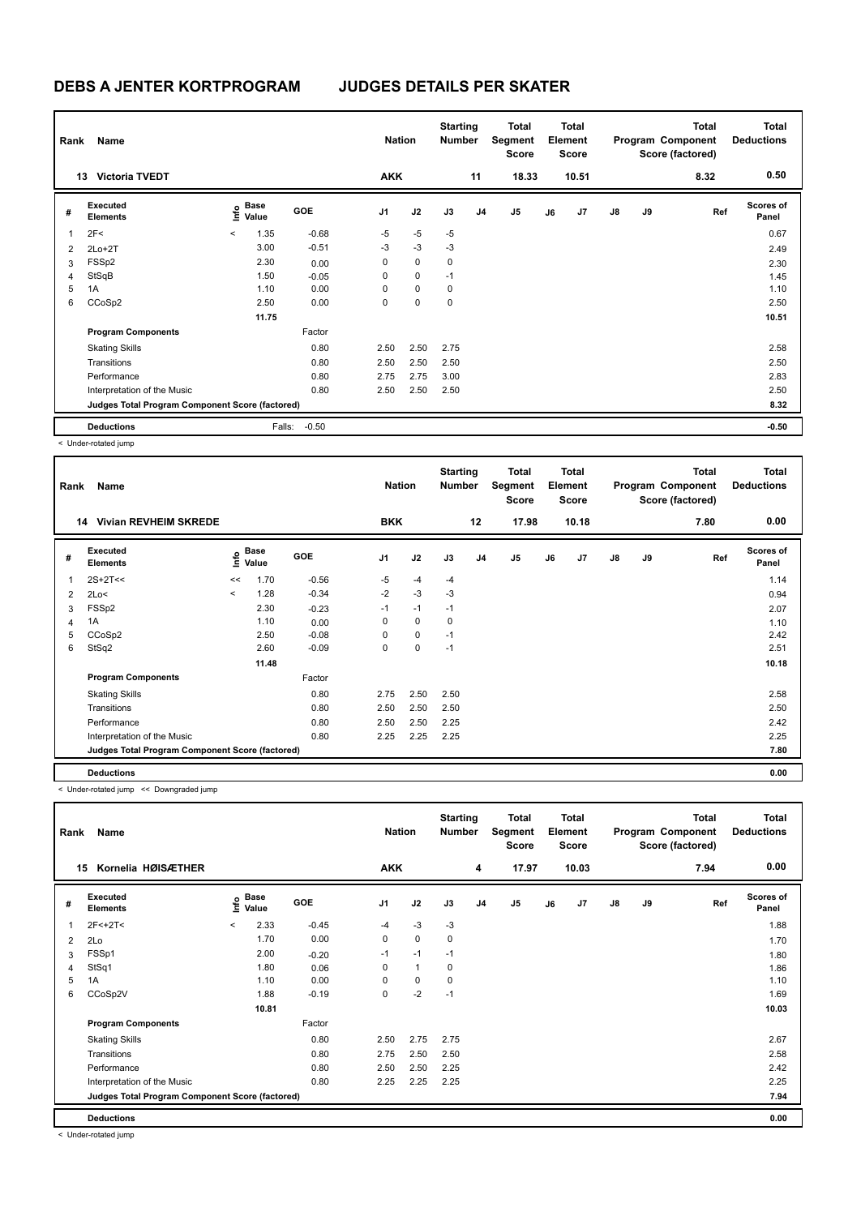# DEBS A JENTER KORTPROGRAM JUDGES DETAILS PER SKATER

| Rank | Name | Nation | Starting Number | Total Segment Score | Total Element Score | Total Program Component Score (factored) | Total Deductions |
|---|---|---|---|---|---|---|---|
| 13 | Victoria TVEDT | AKK | 11 | 18.33 | 10.51 | 8.32 | 0.50 |

| # | Executed Elements | Info | Base Value | GOE | J1 | J2 | J3 | J4 | J5 | J6 | J7 | J8 | J9 | Ref | Scores of Panel |
|---|---|---|---|---|---|---|---|---|---|---|---|---|---|---|---|
| 1 | 2F< | < | 1.35 | -0.68 | -5 | -5 | -5 | | | | | | | | 0.67 |
| 2 | 2Lo+2T | | 3.00 | -0.51 | -3 | -3 | -3 | | | | | | | | 2.49 |
| 3 | FSSp2 | | 2.30 | 0.00 | 0 | 0 | 0 | | | | | | | | 2.30 |
| 4 | StSqB | | 1.50 | -0.05 | 0 | 0 | -1 | | | | | | | | 1.45 |
| 5 | 1A | | 1.10 | 0.00 | 0 | 0 | 0 | | | | | | | | 1.10 |
| 6 | CCoSp2 | | 2.50 | 0.00 | 0 | 0 | 0 | | | | | | | | 2.50 |
| | | | 11.75 | | | | | | | | | | | | 10.51 |
| | **Program Components** | | | Factor | | | | | | | | | | | |
| | Skating Skills | | | 0.80 | 2.50 | 2.50 | 2.75 | | | | | | | | 2.58 |
| | Transitions | | | 0.80 | 2.50 | 2.50 | 2.50 | | | | | | | | 2.50 |
| | Performance | | | 0.80 | 2.75 | 2.75 | 3.00 | | | | | | | | 2.83 |
| | Interpretation of the Music | | | 0.80 | 2.50 | 2.50 | 2.50 | | | | | | | | 2.50 |
| | **Judges Total Program Component Score (factored)** | | | | | | | | | | | | | | 8.32 |
| | **Deductions** | | Falls: | -0.50 | | | | | | | | | | | -0.50 |

< Under-rotated jump

| Rank | Name | Nation | Starting Number | Total Segment Score | Total Element Score | Total Program Component Score (factored) | Total Deductions |
|---|---|---|---|---|---|---|---|
| 14 | Vivian REVHEIM SKREDE | BKK | 12 | 17.98 | 10.18 | 7.80 | 0.00 |

| # | Executed Elements | Info | Base Value | GOE | J1 | J2 | J3 | J4 | J5 | J6 | J7 | J8 | J9 | Ref | Scores of Panel |
|---|---|---|---|---|---|---|---|---|---|---|---|---|---|---|---|
| 1 | 2S+2T<< | << | 1.70 | -0.56 | -5 | -4 | -4 | | | | | | | | 1.14 |
| 2 | 2Lo< | < | 1.28 | -0.34 | -2 | -3 | -3 | | | | | | | | 0.94 |
| 3 | FSSp2 | | 2.30 | -0.23 | -1 | -1 | -1 | | | | | | | | 2.07 |
| 4 | 1A | | 1.10 | 0.00 | 0 | 0 | 0 | | | | | | | | 1.10 |
| 5 | CCoSp2 | | 2.50 | -0.08 | 0 | 0 | -1 | | | | | | | | 2.42 |
| 6 | StSq2 | | 2.60 | -0.09 | 0 | 0 | -1 | | | | | | | | 2.51 |
| | | | 11.48 | | | | | | | | | | | | 10.18 |
| | **Program Components** | | | Factor | | | | | | | | | | | |
| | Skating Skills | | | 0.80 | 2.75 | 2.50 | 2.50 | | | | | | | | 2.58 |
| | Transitions | | | 0.80 | 2.50 | 2.50 | 2.50 | | | | | | | | 2.50 |
| | Performance | | | 0.80 | 2.50 | 2.50 | 2.25 | | | | | | | | 2.42 |
| | Interpretation of the Music | | | 0.80 | 2.25 | 2.25 | 2.25 | | | | | | | | 2.25 |
| | **Judges Total Program Component Score (factored)** | | | | | | | | | | | | | | 7.80 |
| | **Deductions** | | | | | | | | | | | | | | 0.00 |

< Under-rotated jump << Downgraded jump

| Rank | Name | Nation | Starting Number | Total Segment Score | Total Element Score | Total Program Component Score (factored) | Total Deductions |
|---|---|---|---|---|---|---|---|
| 15 | Kornelia HØISÆTHER | AKK | 4 | 17.97 | 10.03 | 7.94 | 0.00 |

| # | Executed Elements | Info | Base Value | GOE | J1 | J2 | J3 | J4 | J5 | J6 | J7 | J8 | J9 | Ref | Scores of Panel |
|---|---|---|---|---|---|---|---|---|---|---|---|---|---|---|---|
| 1 | 2F<+2T< | < | 2.33 | -0.45 | -4 | -3 | -3 | | | | | | | | 1.88 |
| 2 | 2Lo | | 1.70 | 0.00 | 0 | 0 | 0 | | | | | | | | 1.70 |
| 3 | FSSp1 | | 2.00 | -0.20 | -1 | -1 | -1 | | | | | | | | 1.80 |
| 4 | StSq1 | | 1.80 | 0.06 | 0 | 1 | 0 | | | | | | | | 1.86 |
| 5 | 1A | | 1.10 | 0.00 | 0 | 0 | 0 | | | | | | | | 1.10 |
| 6 | CCoSp2V | | 1.88 | -0.19 | 0 | -2 | -1 | | | | | | | | 1.69 |
| | | | 10.81 | | | | | | | | | | | | 10.03 |
| | **Program Components** | | | Factor | | | | | | | | | | | |
| | Skating Skills | | | 0.80 | 2.50 | 2.75 | 2.75 | | | | | | | | 2.67 |
| | Transitions | | | 0.80 | 2.75 | 2.50 | 2.50 | | | | | | | | 2.58 |
| | Performance | | | 0.80 | 2.50 | 2.50 | 2.25 | | | | | | | | 2.42 |
| | Interpretation of the Music | | | 0.80 | 2.25 | 2.25 | 2.25 | | | | | | | | 2.25 |
| | **Judges Total Program Component Score (factored)** | | | | | | | | | | | | | | 7.94 |
| | **Deductions** | | | | | | | | | | | | | | 0.00 |

< Under-rotated jump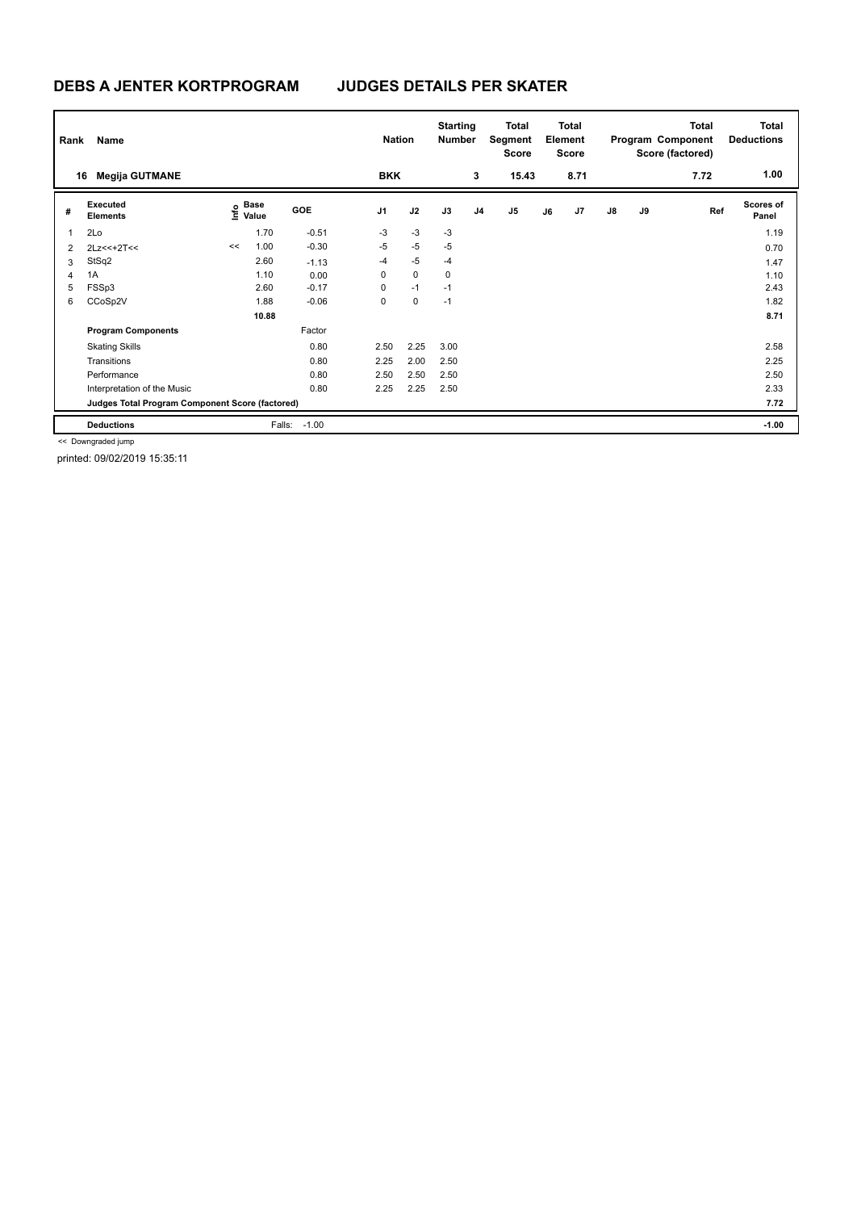# DEBS A JENTER KORTPROGRAM    JUDGES DETAILS PER SKATER

| Rank | Name | Nation | Starting Number | Total Segment Score | Total Element Score | Total Program Component Score (factored) | Total Deductions |
|---|---|---|---|---|---|---|---|
| 16 | Megija GUTMANE | BKK | 3 | 15.43 | 8.71 | 7.72 | 1.00 |

| # | Executed Elements | Info | Base Value | GOE | J1 | J2 | J3 | J4 | J5 | J6 | J7 | J8 | J9 | Ref | Scores of Panel |
|---|---|---|---|---|---|---|---|---|---|---|---|---|---|---|---|
| 1 | 2Lo | | 1.70 | -0.51 | -3 | -3 | -3 | | | | | | | | 1.19 |
| 2 | 2Lz<<+2T<< | << | 1.00 | -0.30 | -5 | -5 | -5 | | | | | | | | 0.70 |
| 3 | StSq2 | | 2.60 | -1.13 | -4 | -5 | -4 | | | | | | | | 1.47 |
| 4 | 1A | | 1.10 | 0.00 | 0 | 0 | 0 | | | | | | | | 1.10 |
| 5 | FSSp3 | | 2.60 | -0.17 | 0 | -1 | -1 | | | | | | | | 2.43 |
| 6 | CCoSp2V | | 1.88 | -0.06 | 0 | 0 | -1 | | | | | | | | 1.82 |
| | | | 10.88 | | | | | | | | | | | | 8.71 |
| | **Program Components** | | | Factor | | | | | | | | | | | |
| | Skating Skills | | | 0.80 | 2.50 | 2.25 | 3.00 | | | | | | | | 2.58 |
| | Transitions | | | 0.80 | 2.25 | 2.00 | 2.50 | | | | | | | | 2.25 |
| | Performance | | | 0.80 | 2.50 | 2.50 | 2.50 | | | | | | | | 2.50 |
| | Interpretation of the Music | | | 0.80 | 2.25 | 2.25 | 2.50 | | | | | | | | 2.33 |
| | **Judges Total Program Component Score (factored)** | | | | | | | | | | | | | | 7.72 |
| | **Deductions** | | Falls: | -1.00 | | | | | | | | | | | -1.00 |

<< Downgraded jump

printed: 09/02/2019 15:35:11